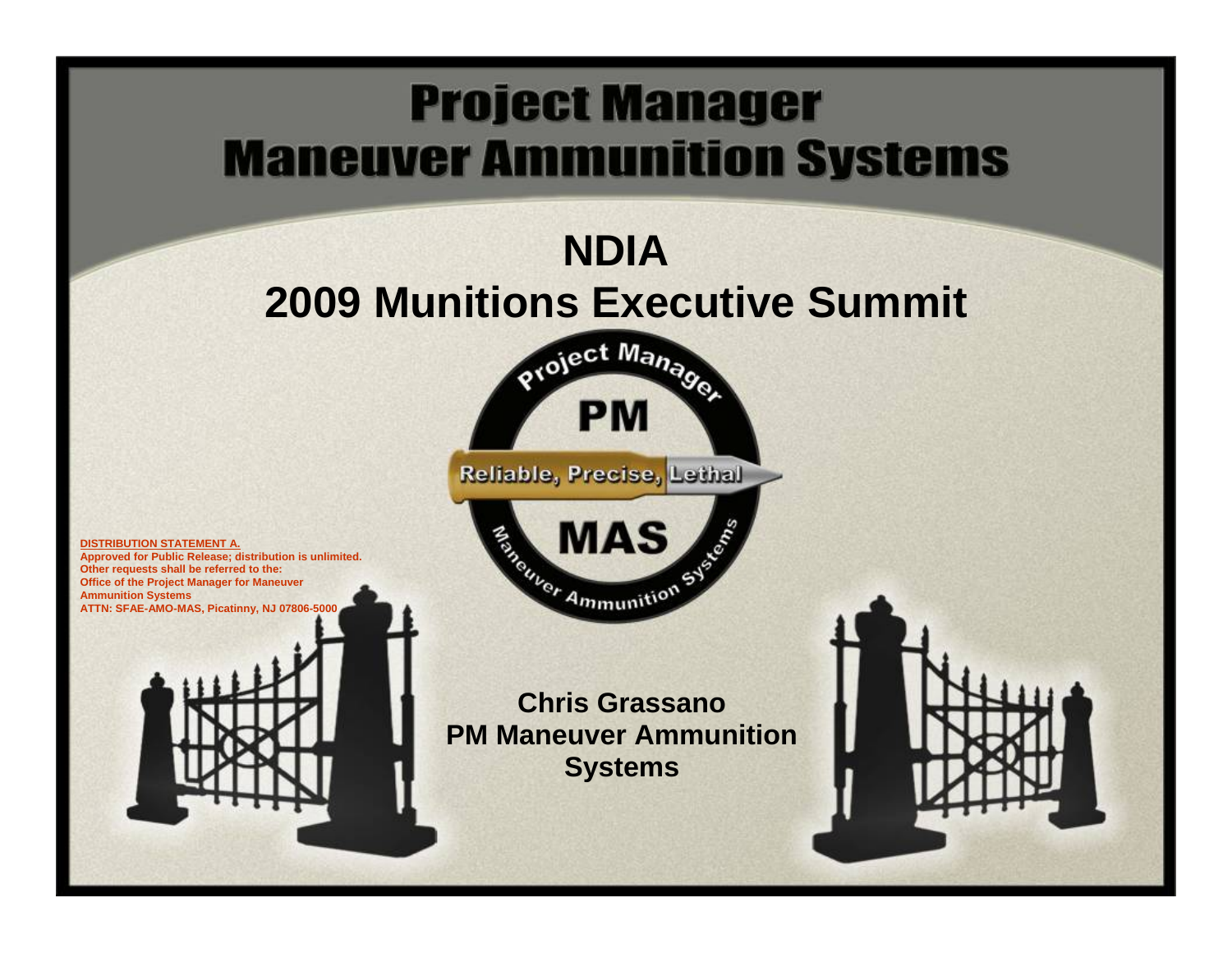# Project Manager Maneuver Ammunition Systems

## NDIA 2009 Munitions Executive Summit

Project Manager

PM

Reliable, Precise, Lethal

MAS

Maneuver Ammunition Systems

**DISTRIBUTION STATEMENT A.**
**Approved for Public Release; distribution is unlimited.**
**Other requests shall be referred to the:**
**Office of the Project Manager for Maneuver Ammunition Systems**
**ATTN: SFAE-AMO-MAS, Picatinny, NJ 07806-5000**

**Chris Grassano**
**PM Maneuver Ammunition Systems**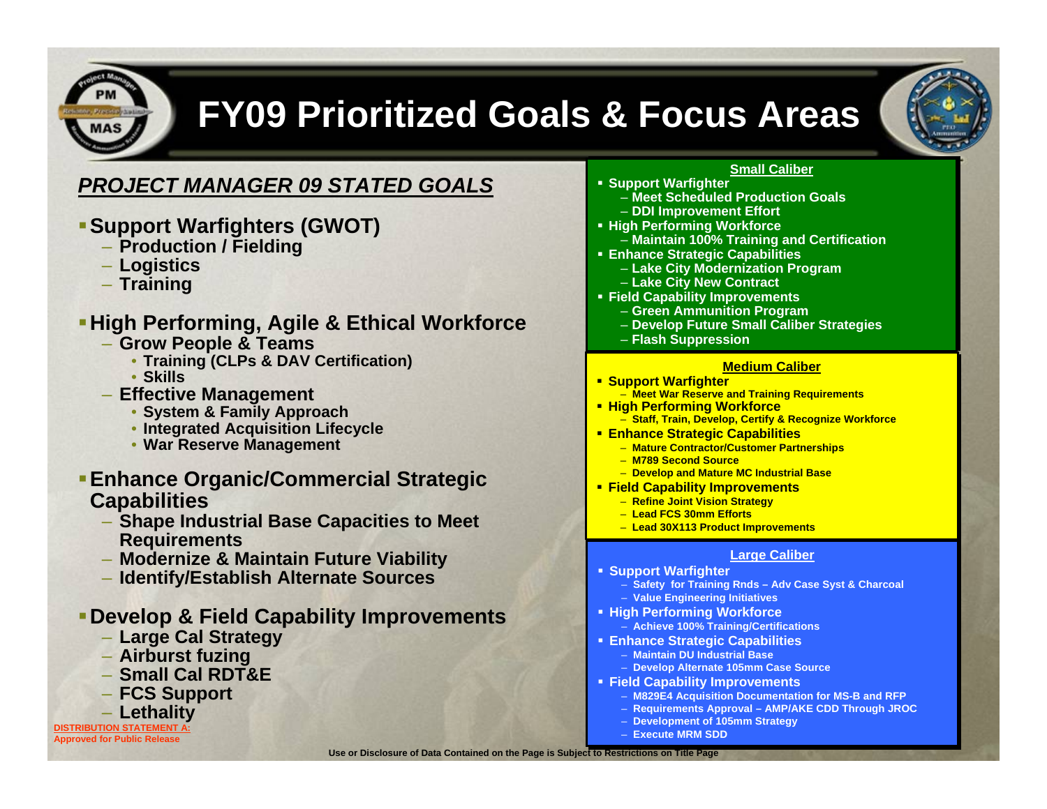# FY09 Prioritized Goals & Focus Areas

## *PROJECT MANAGER 09 STATED GOALS*

- **Support Warfighters (GWOT)**
  - **Production / Fielding**
  - **Logistics**
  - **Training**
- **High Performing, Agile & Ethical Workforce**
  - **Grow People & Teams**
    - **Training (CLPs & DAV Certification)**
    - **Skills**
  - **Effective Management**
    - **System & Family Approach**
    - **Integrated Acquisition Lifecycle**
    - **War Reserve Management**
- **Enhance Organic/Commercial Strategic Capabilities**
  - **Shape Industrial Base Capacities to Meet Requirements**
  - **Modernize & Maintain Future Viability**
  - **Identify/Establish Alternate Sources**
- **Develop & Field Capability Improvements**
  - **Large Cal Strategy**
  - **Airburst fuzing**
  - **Small Cal RDT&E**
  - **FCS Support**
  - **Lethality**

**DISTRIBUTION STATEMENT A:**
**Approved for Public Release**

### Small Caliber

- **Support Warfighter**
  - **Meet Scheduled Production Goals**
  - **DDI Improvement Effort**
- **High Performing Workforce**
  - **Maintain 100% Training and Certification**
- **Enhance Strategic Capabilities**
  - **Lake City Modernization Program**
  - **Lake City New Contract**
- **Field Capability Improvements**
  - **Green Ammunition Program**
  - **Develop Future Small Caliber Strategies**
  - **Flash Suppression**

### Medium Caliber

- **Support Warfighter**
  - **Meet War Reserve and Training Requirements**
- **High Performing Workforce**
  - **Staff, Train, Develop, Certify & Recognize Workforce**
- **Enhance Strategic Capabilities**
  - **Mature Contractor/Customer Partnerships**
  - **M789 Second Source**
  - **Develop and Mature MC Industrial Base**
- **Field Capability Improvements**
  - **Refine Joint Vision Strategy**
  - **Lead FCS 30mm Efforts**
  - **Lead 30X113 Product Improvements**

### Large Caliber

- **Support Warfighter**
  - **Safety for Training Rnds – Adv Case Syst & Charcoal**
  - **Value Engineering Initiatives**
- **High Performing Workforce**
  - **Achieve 100% Training/Certifications**
- **Enhance Strategic Capabilities**
  - **Maintain DU Industrial Base**
  - **Develop Alternate 105mm Case Source**
- **Field Capability Improvements**
  - **M829E4 Acquisition Documentation for MS-B and RFP**
  - **Requirements Approval – AMP/AKE CDD Through JROC**
  - **Development of 105mm Strategy**
  - **Execute MRM SDD**

**Use or Disclosure of Data Contained on the Page is Subject to Restrictions on Title Page**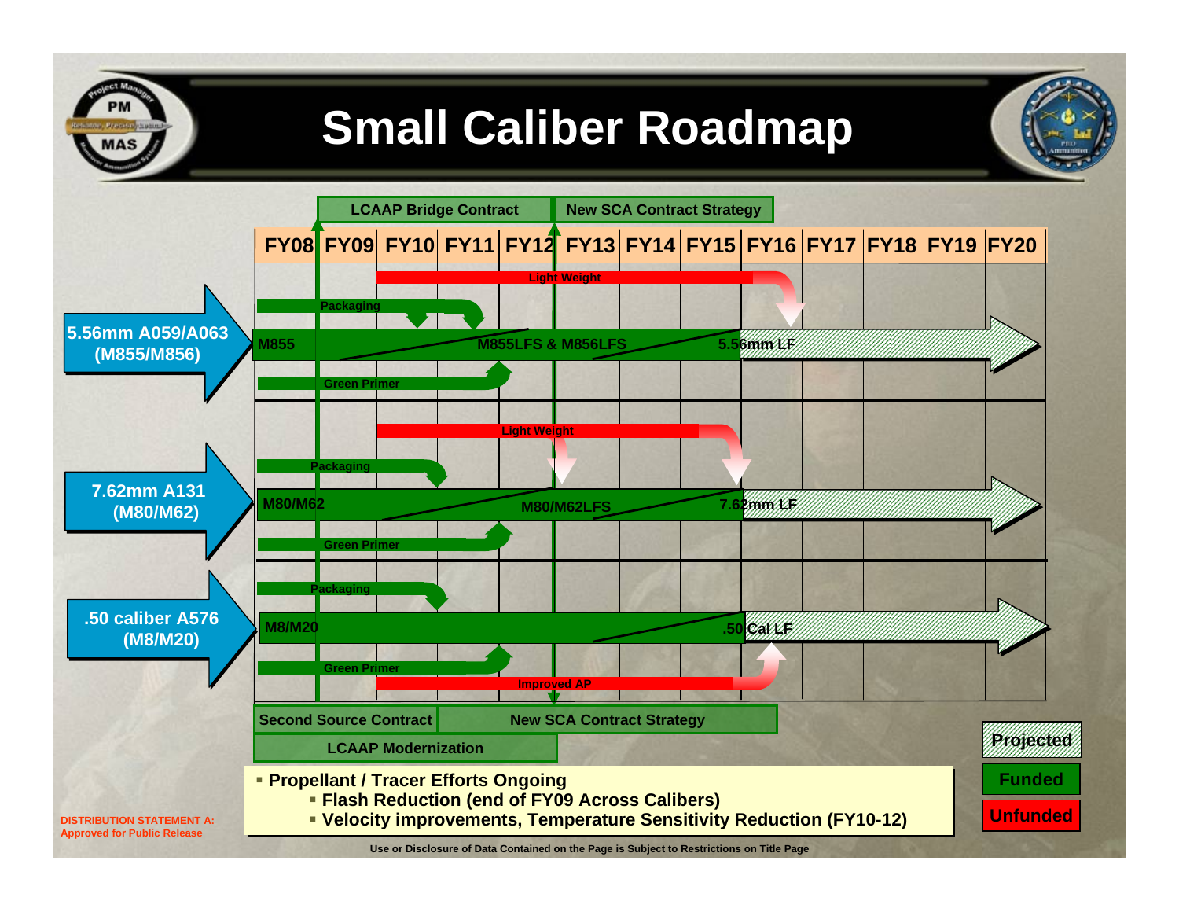# Small Caliber Roadmap

LCAAP Bridge Contract | New SCA Contract Strategy

FY08 | FY09 | FY10 | FY11 | FY12 | FY13 | FY14 | FY15 | FY16 | FY17 | FY18 | FY19 | FY20

**5.56mm A059/A063 (M855/M856)**

- Light Weight
- Packaging
- M855 → M855LFS & M856LFS → 5.56mm LF
- Green Primer

**7.62mm A131 (M80/M62)**

- Light Weight
- Packaging
- M80/M62 → M80/M62LFS → 7.62mm LF
- Green Primer

**.50 caliber A576 (M8/M20)**

- Packaging
- M8/M20 → .50 Cal LF
- Green Primer
- Improved AP

Second Source Contract | New SCA Contract Strategy

LCAAP Modernization

- Propellant / Tracer Efforts Ongoing
  - Flash Reduction (end of FY09 Across Calibers)
  - Velocity improvements, Temperature Sensitivity Reduction (FY10-12)

Projected | Funded | Unfunded

DISTRIBUTION STATEMENT A: Approved for Public Release

Use or Disclosure of Data Contained on the Page is Subject to Restrictions on Title Page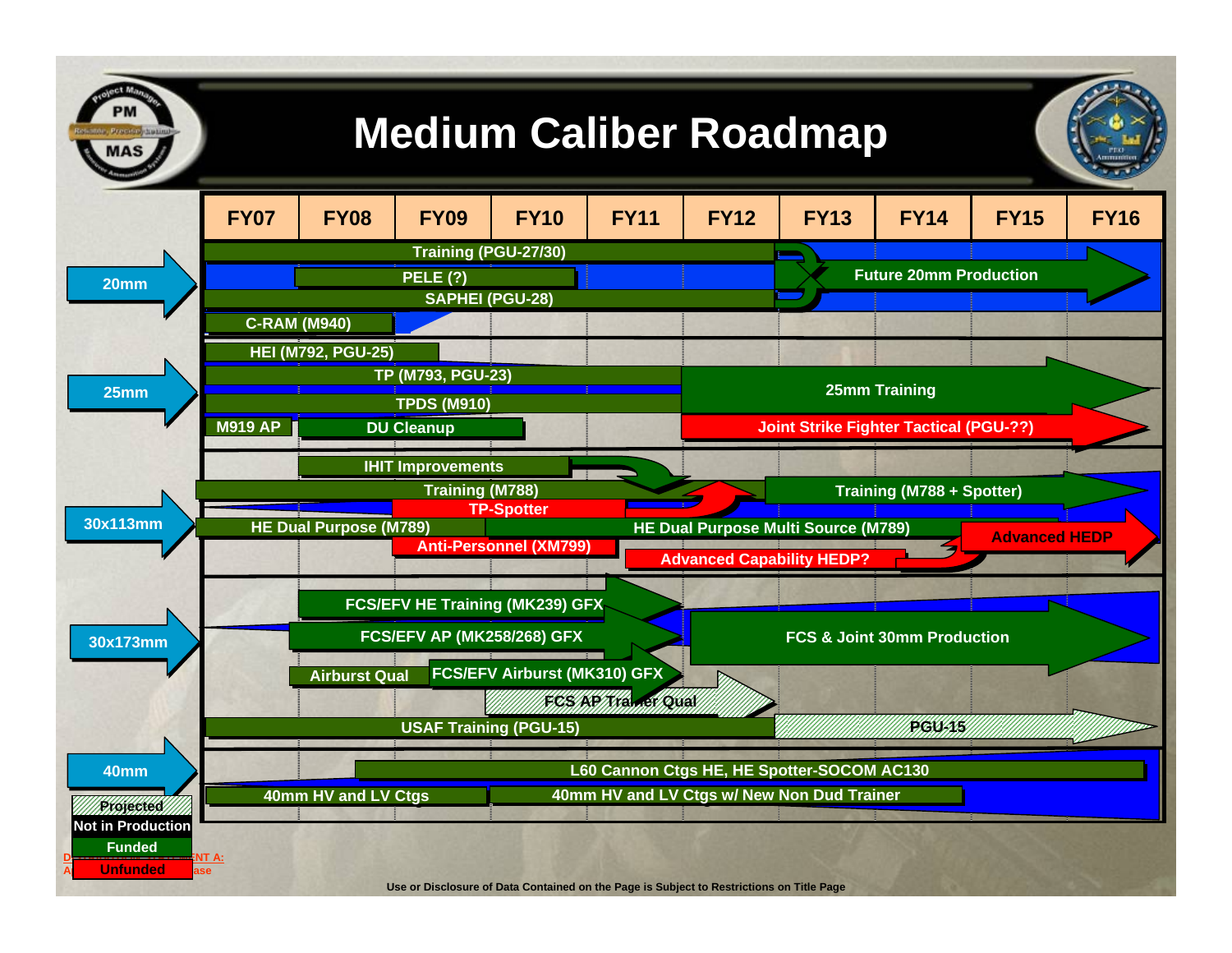# Medium Caliber Roadmap

| | FY07 | FY08 | FY09 | FY10 | FY11 | FY12 | FY13 | FY14 | FY15 | FY16 |
|---|---|---|---|---|---|---|---|---|---|---|

**20mm**
- Training (PGU-27/30)
- PELE (?)
- SAPHEI (PGU-28)
- Future 20mm Production
- C-RAM (M940)

**25mm**
- HEI (M792, PGU-25)
- TP (M793, PGU-23)
- TPDS (M910)
- 25mm Training
- M919 AP
- DU Cleanup
- Joint Strike Fighter Tactical (PGU-??)

**30x113mm**
- IHIT Improvements
- Training (M788)
- Training (M788 + Spotter)
- TP-Spotter
- HE Dual Purpose (M789)
- HE Dual Purpose Multi Source (M789)
- Advanced HEDP
- Anti-Personnel (XM799)
- Advanced Capability HEDP?

**30x173mm**
- FCS/EFV HE Training (MK239) GFX
- FCS/EFV AP (MK258/268) GFX
- FCS & Joint 30mm Production
- Airburst Qual
- FCS/EFV Airburst (MK310) GFX
- FCS AP Trainer Qual
- USAF Training (PGU-15)
- PGU-15

**40mm**
- L60 Cannon Ctgs HE, HE Spotter-SOCOM AC130
- 40mm HV and LV Ctgs
- 40mm HV and LV Ctgs w/ New Non Dud Trainer

Legend: Projected | Not in Production | Funded | Unfunded

Use or Disclosure of Data Contained on the Page is Subject to Restrictions on Title Page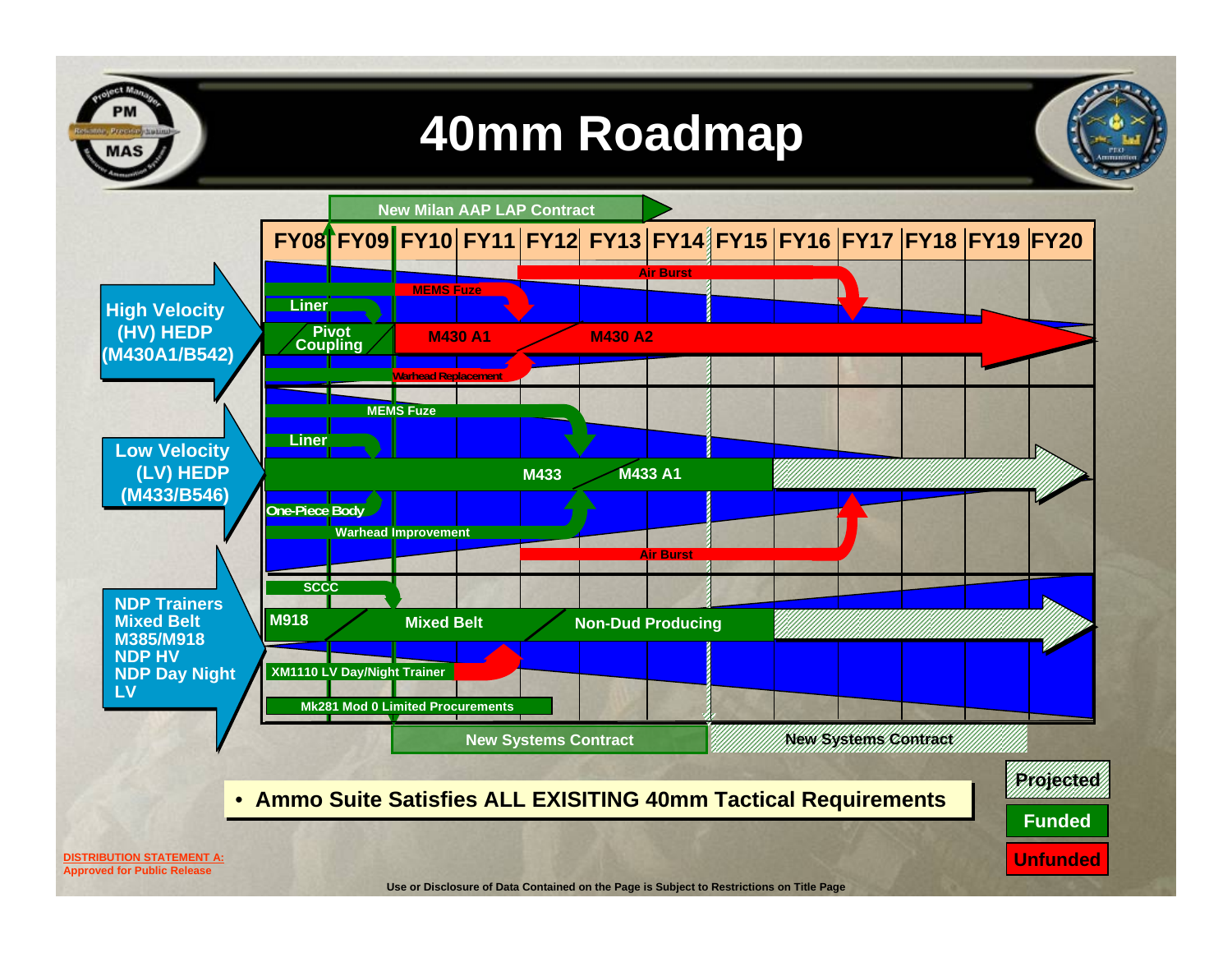# 40mm Roadmap

New Milan AAP LAP Contract

FY08 | FY09 | FY10 | FY11 | FY12 | FY13 | FY14 | FY15 | FY16 | FY17 | FY18 | FY19 | FY20

**High Velocity (HV) HEDP (M430A1/B542)**

- Air Burst
- MEMS Fuze
- Liner
- Pivot Coupling
- M430 A1
- M430 A2
- Warhead Replacement

**Low Velocity (LV) HEDP (M433/B546)**

- MEMS Fuze
- Liner
- M433
- M433 A1
- One-Piece Body
- Warhead Improvement
- Air Burst

**NDP Trainers Mixed Belt M385/M918 NDP HV NDP Day Night LV**

- SCCC
- M918
- Mixed Belt
- Non-Dud Producing
- XM1110 LV Day/Night Trainer
- Mk281 Mod 0 Limited Procurements

New Systems Contract | New Systems Contract

- **Ammo Suite Satisfies ALL EXISITING 40mm Tactical Requirements**

Projected | Funded | Unfunded

DISTRIBUTION STATEMENT A:
Approved for Public Release

Use or Disclosure of Data Contained on the Page is Subject to Restrictions on Title Page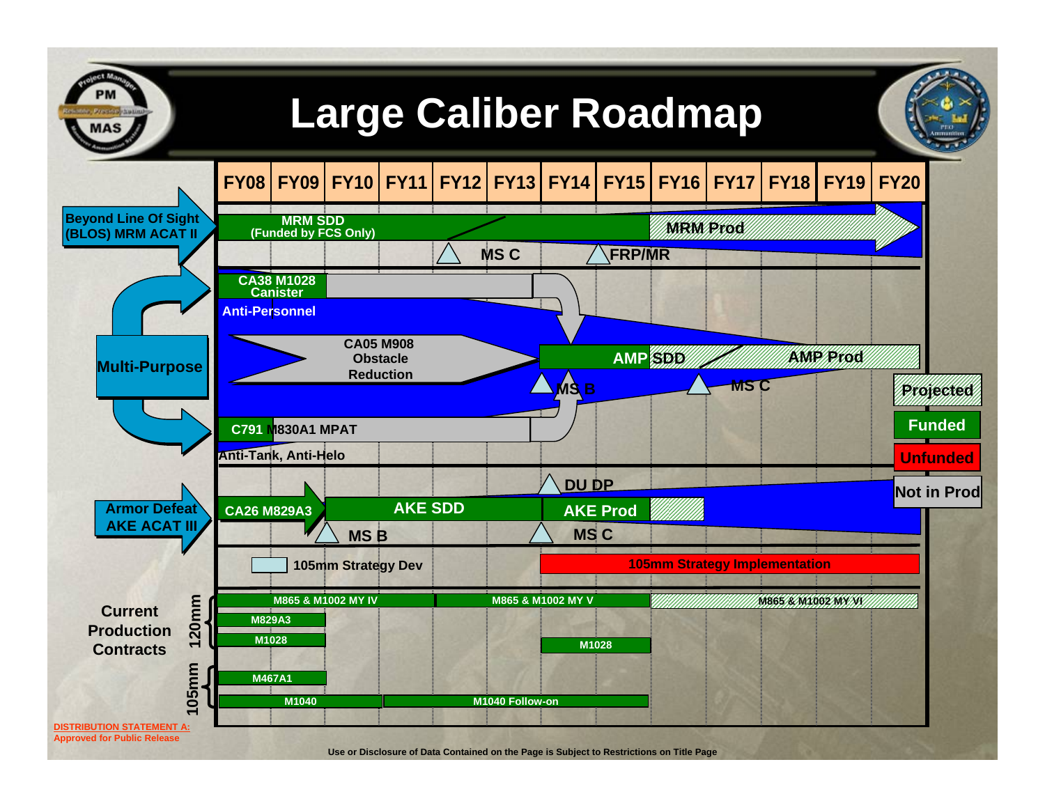# Large Caliber Roadmap

| | FY08 | FY09 | FY10 | FY11 | FY12 | FY13 | FY14 | FY15 | FY16 | FY17 | FY18 | FY19 | FY20 |
|---|---|---|---|---|---|---|---|---|---|---|---|---|---|

**Beyond Line Of Sight (BLOS) MRM ACAT II**

- MRM SDD (Funded by FCS Only)
- MS C
- FRP/MR
- MRM Prod

**Multi-Purpose**

- CA38 M1028 Canister
- Anti-Personnel
- CA05 M908 Obstacle Reduction
- C791 M830A1 MPAT
- Anti-Tank, Anti-Helo
- AMP SDD
- MS B
- MS C
- AMP Prod

**Armor Defeat AKE ACAT III**

- CA26 M829A3
- AKE SDD
- MS B
- DU DP
- AKE Prod
- MS C

105mm Strategy Dev

105mm Strategy Implementation

**Current Production Contracts**

120mm:
- M865 & M1002 MY IV
- M865 & M1002 MY V
- M865 & M1002 MY VI
- M829A3
- M1028
- M1028

105mm:
- M467A1
- M1040
- M1040 Follow-on

Legend: Projected | Funded | Unfunded | Not in Prod

DISTRIBUTION STATEMENT A: Approved for Public Release

Use or Disclosure of Data Contained on the Page is Subject to Restrictions on Title Page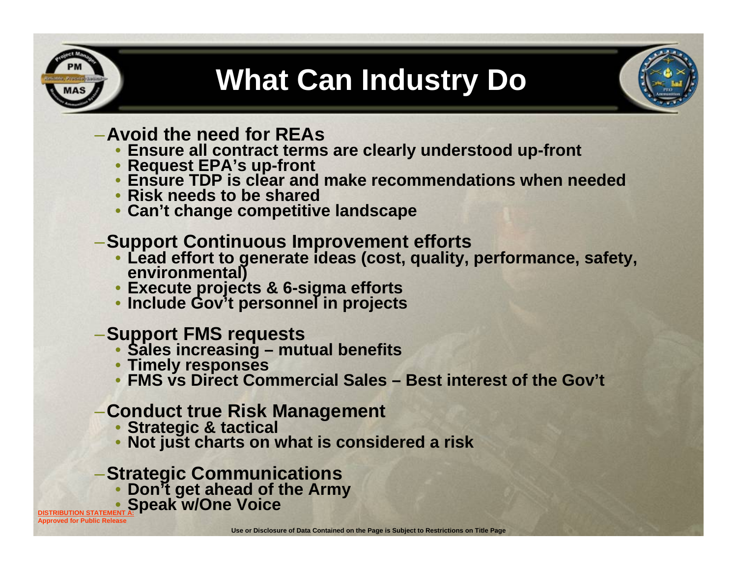# What Can Industry Do

- **Avoid the need for REAs**
  - **Ensure all contract terms are clearly understood up-front**
  - **Request EPA's up-front**
  - **Ensure TDP is clear and make recommendations when needed**
  - **Risk needs to be shared**
  - **Can't change competitive landscape**
- **Support Continuous Improvement efforts**
  - **Lead effort to generate ideas (cost, quality, performance, safety, environmental)**
  - **Execute projects & 6-sigma efforts**
  - **Include Gov't personnel in projects**
- **Support FMS requests**
  - **Sales increasing – mutual benefits**
  - **Timely responses**
  - **FMS vs Direct Commercial Sales – Best interest of the Gov't**
- **Conduct true Risk Management**
  - **Strategic & tactical**
  - **Not just charts on what is considered a risk**
- **Strategic Communications**
  - **Don't get ahead of the Army**
  - **Speak w/One Voice**

DISTRIBUTION STATEMENT A: Approved for Public Release

Use or Disclosure of Data Contained on the Page is Subject to Restrictions on Title Page